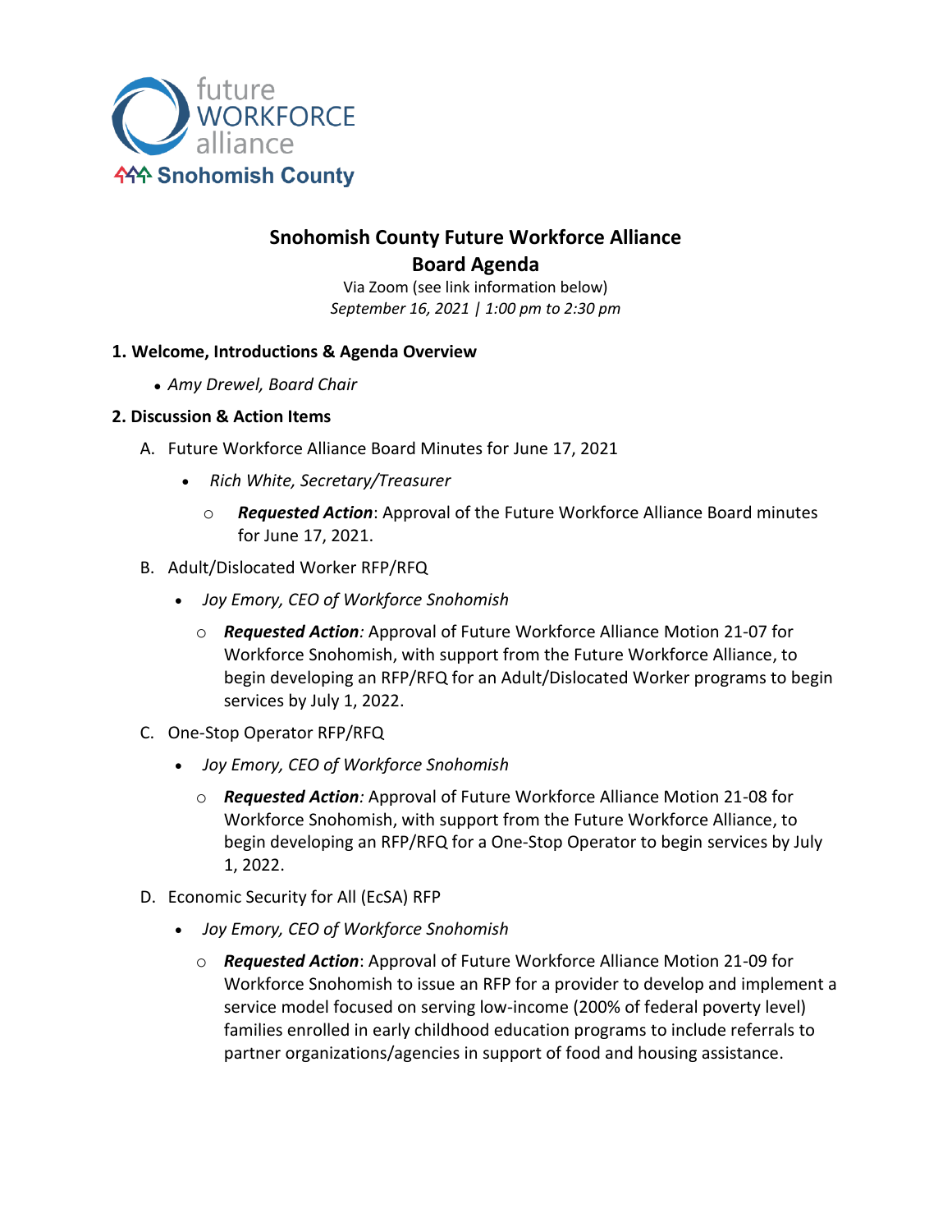future WORKFORCE alliance
Snohomish County

# Snohomish County Future Workforce Alliance
# Board Agenda

Via Zoom (see link information below)
*September 16, 2021 | 1:00 pm to 2:30 pm*

**1. Welcome, Introductions & Agenda Overview**

- *Amy Drewel, Board Chair*

**2. Discussion & Action Items**

A. Future Workforce Alliance Board Minutes for June 17, 2021

- *Rich White, Secretary/Treasurer*
  - ***Requested Action***: Approval of the Future Workforce Alliance Board minutes for June 17, 2021.

B. Adult/Dislocated Worker RFP/RFQ

- *Joy Emory, CEO of Workforce Snohomish*
  - ***Requested Action:*** Approval of Future Workforce Alliance Motion 21-07 for Workforce Snohomish, with support from the Future Workforce Alliance, to begin developing an RFP/RFQ for an Adult/Dislocated Worker programs to begin services by July 1, 2022.

C. One-Stop Operator RFP/RFQ

- *Joy Emory, CEO of Workforce Snohomish*
  - ***Requested Action:*** Approval of Future Workforce Alliance Motion 21-08 for Workforce Snohomish, with support from the Future Workforce Alliance, to begin developing an RFP/RFQ for a One-Stop Operator to begin services by July 1, 2022.

D. Economic Security for All (EcSA) RFP

- *Joy Emory, CEO of Workforce Snohomish*
  - ***Requested Action***: Approval of Future Workforce Alliance Motion 21-09 for Workforce Snohomish to issue an RFP for a provider to develop and implement a service model focused on serving low-income (200% of federal poverty level) families enrolled in early childhood education programs to include referrals to partner organizations/agencies in support of food and housing assistance.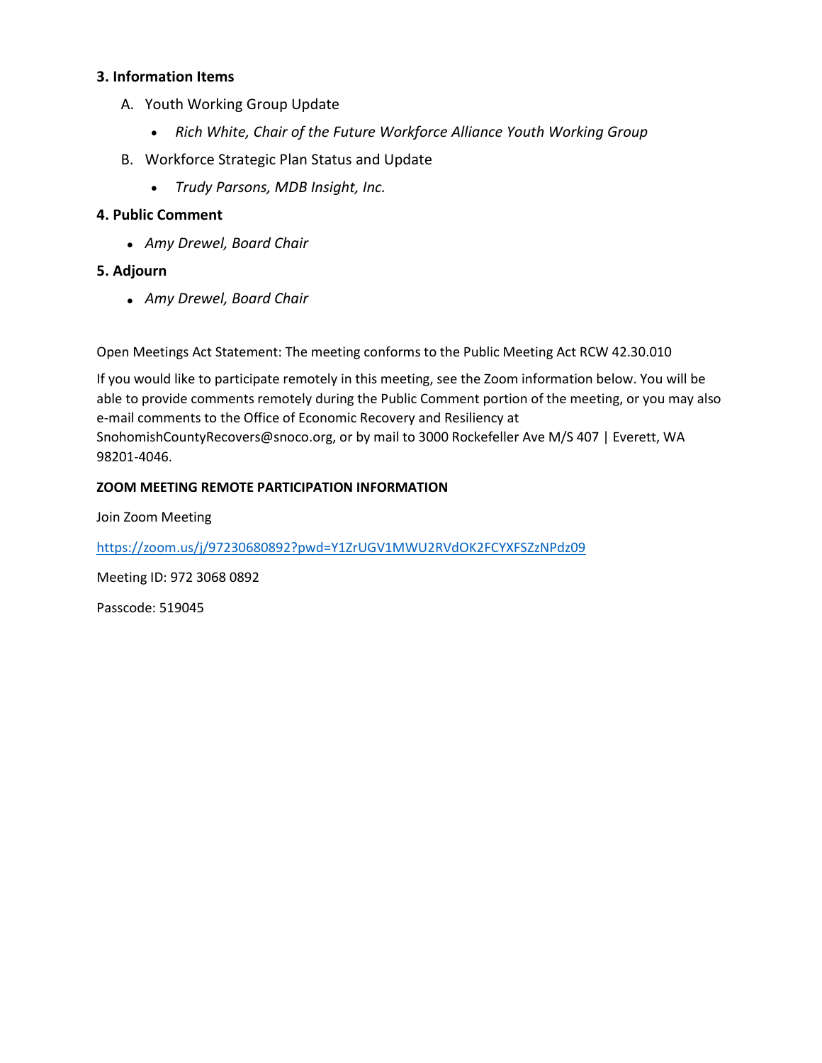**3. Information Items**

A. Youth Working Group Update

- *Rich White, Chair of the Future Workforce Alliance Youth Working Group*

B. Workforce Strategic Plan Status and Update

- *Trudy Parsons, MDB Insight, Inc.*

**4. Public Comment**

- *Amy Drewel, Board Chair*

**5. Adjourn**

- *Amy Drewel, Board Chair*

Open Meetings Act Statement: The meeting conforms to the Public Meeting Act RCW 42.30.010

If you would like to participate remotely in this meeting, see the Zoom information below. You will be able to provide comments remotely during the Public Comment portion of the meeting, or you may also e-mail comments to the Office of Economic Recovery and Resiliency at SnohomishCountyRecovers@snoco.org, or by mail to 3000 Rockefeller Ave M/S 407 | Everett, WA 98201-4046.

**ZOOM MEETING REMOTE PARTICIPATION INFORMATION**

Join Zoom Meeting

https://zoom.us/j/97230680892?pwd=Y1ZrUGV1MWU2RVdOK2FCYXFSZzNPdz09

Meeting ID: 972 3068 0892

Passcode: 519045